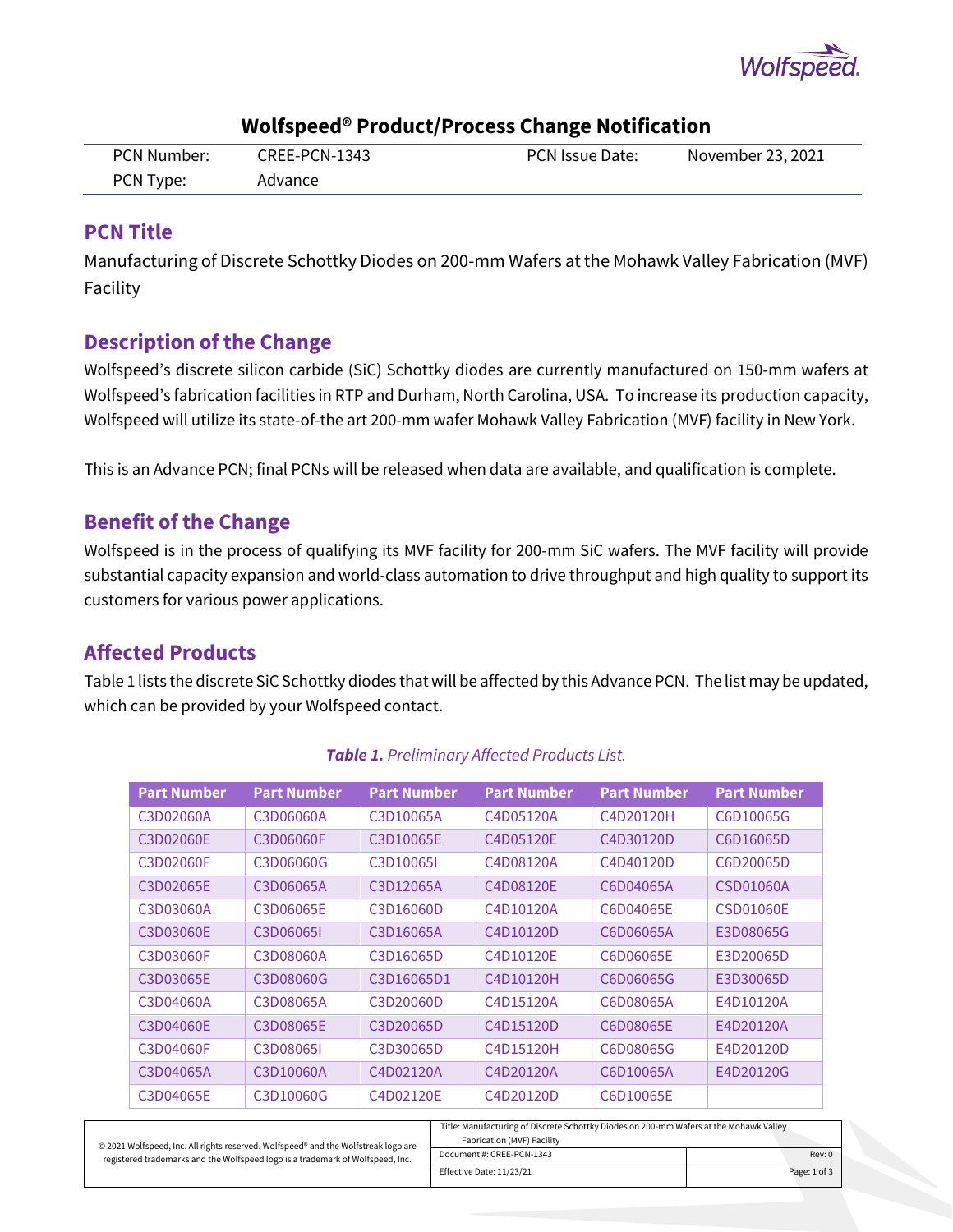## Wolfspeed® Product/Process Change Notification

| PCN Number: | CREE-PCN-1343 | PCN Issue Date: | November 23, 2021 |
|---|---|---|---|
| PCN Type: | Advance | | |

## PCN Title

Manufacturing of Discrete Schottky Diodes on 200-mm Wafers at the Mohawk Valley Fabrication (MVF) Facility

## Description of the Change

Wolfspeed's discrete silicon carbide (SiC) Schottky diodes are currently manufactured on 150-mm wafers at Wolfspeed's fabrication facilities in RTP and Durham, North Carolina, USA. To increase its production capacity, Wolfspeed will utilize its state-of-the art 200-mm wafer Mohawk Valley Fabrication (MVF) facility in New York.

This is an Advance PCN; final PCNs will be released when data are available, and qualification is complete.

## Benefit of the Change

Wolfspeed is in the process of qualifying its MVF facility for 200-mm SiC wafers. The MVF facility will provide substantial capacity expansion and world-class automation to drive throughput and high quality to support its customers for various power applications.

## Affected Products

Table 1 lists the discrete SiC Schottky diodes that will be affected by this Advance PCN. The list may be updated, which can be provided by your Wolfspeed contact.

***Table 1.*** *Preliminary Affected Products List.*

| Part Number | Part Number | Part Number | Part Number | Part Number | Part Number |
|---|---|---|---|---|---|
| C3D02060A | C3D06060A | C3D10065A | C4D05120A | C4D20120H | C6D10065G |
| C3D02060E | C3D06060F | C3D10065E | C4D05120E | C4D30120D | C6D16065D |
| C3D02060F | C3D06060G | C3D10065I | C4D08120A | C4D40120D | C6D20065D |
| C3D02065E | C3D06065A | C3D12065A | C4D08120E | C6D04065A | CSD01060A |
| C3D03060A | C3D06065E | C3D16060D | C4D10120A | C6D04065E | CSD01060E |
| C3D03060E | C3D06065I | C3D16065A | C4D10120D | C6D06065A | E3D08065G |
| C3D03060F | C3D08060A | C3D16065D | C4D10120E | C6D06065E | E3D20065D |
| C3D03065E | C3D08060G | C3D16065D1 | C4D10120H | C6D06065G | E3D30065D |
| C3D04060A | C3D08065A | C3D20060D | C4D15120A | C6D08065A | E4D10120A |
| C3D04060E | C3D08065E | C3D20065D | C4D15120D | C6D08065E | E4D20120A |
| C3D04060F | C3D08065I | C3D30065D | C4D15120H | C6D08065G | E4D20120D |
| C3D04065A | C3D10060A | C4D02120A | C4D20120A | C6D10065A | E4D20120G |
| C3D04065E | C3D10060G | C4D02120E | C4D20120D | C6D10065E | |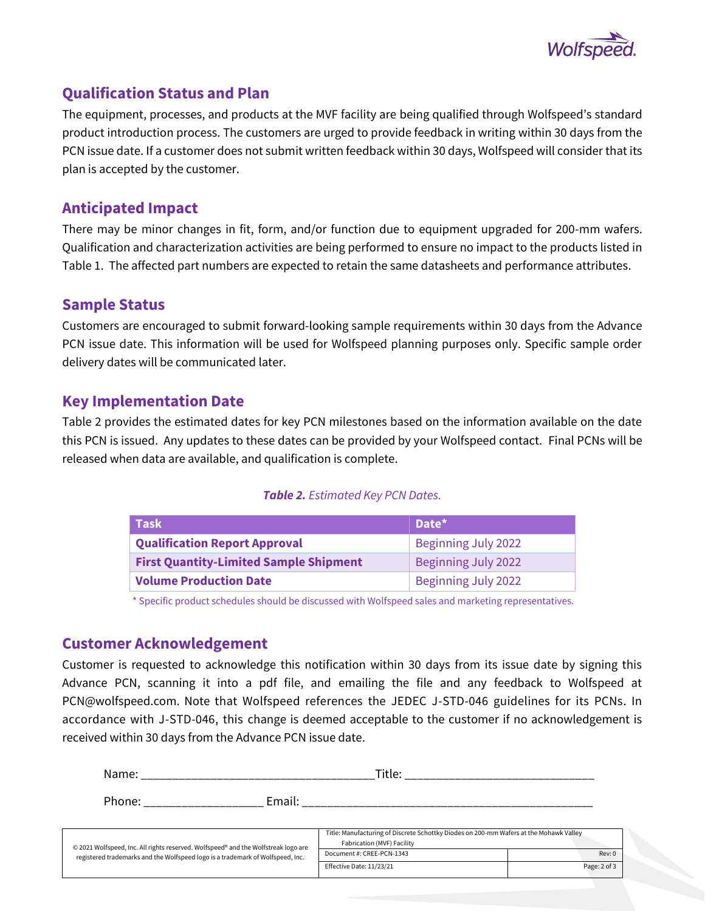## Qualification Status and Plan

The equipment, processes, and products at the MVF facility are being qualified through Wolfspeed's standard product introduction process. The customers are urged to provide feedback in writing within 30 days from the PCN issue date. If a customer does not submit written feedback within 30 days, Wolfspeed will consider that its plan is accepted by the customer.

## Anticipated Impact

There may be minor changes in fit, form, and/or function due to equipment upgraded for 200-mm wafers. Qualification and characterization activities are being performed to ensure no impact to the products listed in Table 1. The affected part numbers are expected to retain the same datasheets and performance attributes.

## Sample Status

Customers are encouraged to submit forward-looking sample requirements within 30 days from the Advance PCN issue date. This information will be used for Wolfspeed planning purposes only. Specific sample order delivery dates will be communicated later.

## Key Implementation Date

Table 2 provides the estimated dates for key PCN milestones based on the information available on the date this PCN is issued. Any updates to these dates can be provided by your Wolfspeed contact. Final PCNs will be released when data are available, and qualification is complete.

***Table 2.*** *Estimated Key PCN Dates.*

| Task | Date* |
|---|---|
| **Qualification Report Approval** | Beginning July 2022 |
| **First Quantity-Limited Sample Shipment** | Beginning July 2022 |
| **Volume Production Date** | Beginning July 2022 |

\* Specific product schedules should be discussed with Wolfspeed sales and marketing representatives.

## Customer Acknowledgement

Customer is requested to acknowledge this notification within 30 days from its issue date by signing this Advance PCN, scanning it into a pdf file, and emailing the file and any feedback to Wolfspeed at PCN@wolfspeed.com. Note that Wolfspeed references the JEDEC J-STD-046 guidelines for its PCNs. In accordance with J-STD-046, this change is deemed acceptable to the customer if no acknowledgement is received within 30 days from the Advance PCN issue date.

Name: ___________________________________ Title: _____________________________

Phone: __________________ Email: _____________________________________________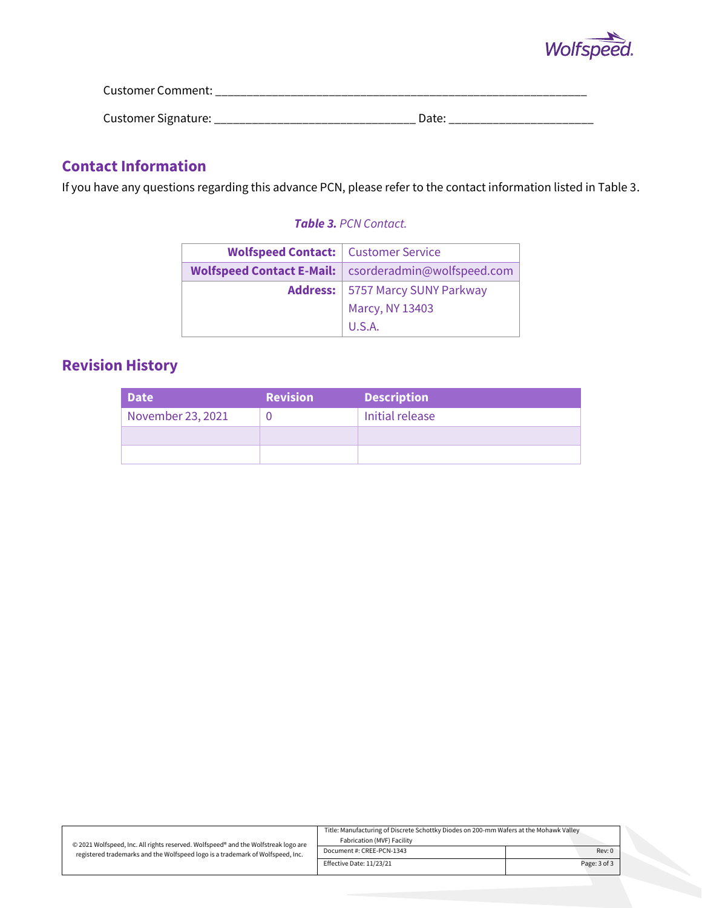Customer Comment: ___________________________________________________________

Customer Signature: ________________________________ Date: _______________________

## Contact Information

If you have any questions regarding this advance PCN, please refer to the contact information listed in Table 3.

***Table 3.*** *PCN Contact.*

| | |
|---|---|
| **Wolfspeed Contact:** | Customer Service |
| **Wolfspeed Contact E-Mail:** | csorderadmin@wolfspeed.com |
| **Address:** | 5757 Marcy SUNY Parkway<br>Marcy, NY 13403<br>U.S.A. |

## Revision History

| Date | Revision | Description |
|---|---|---|
| November 23, 2021 | 0 | Initial release |
| | | |
| | | |